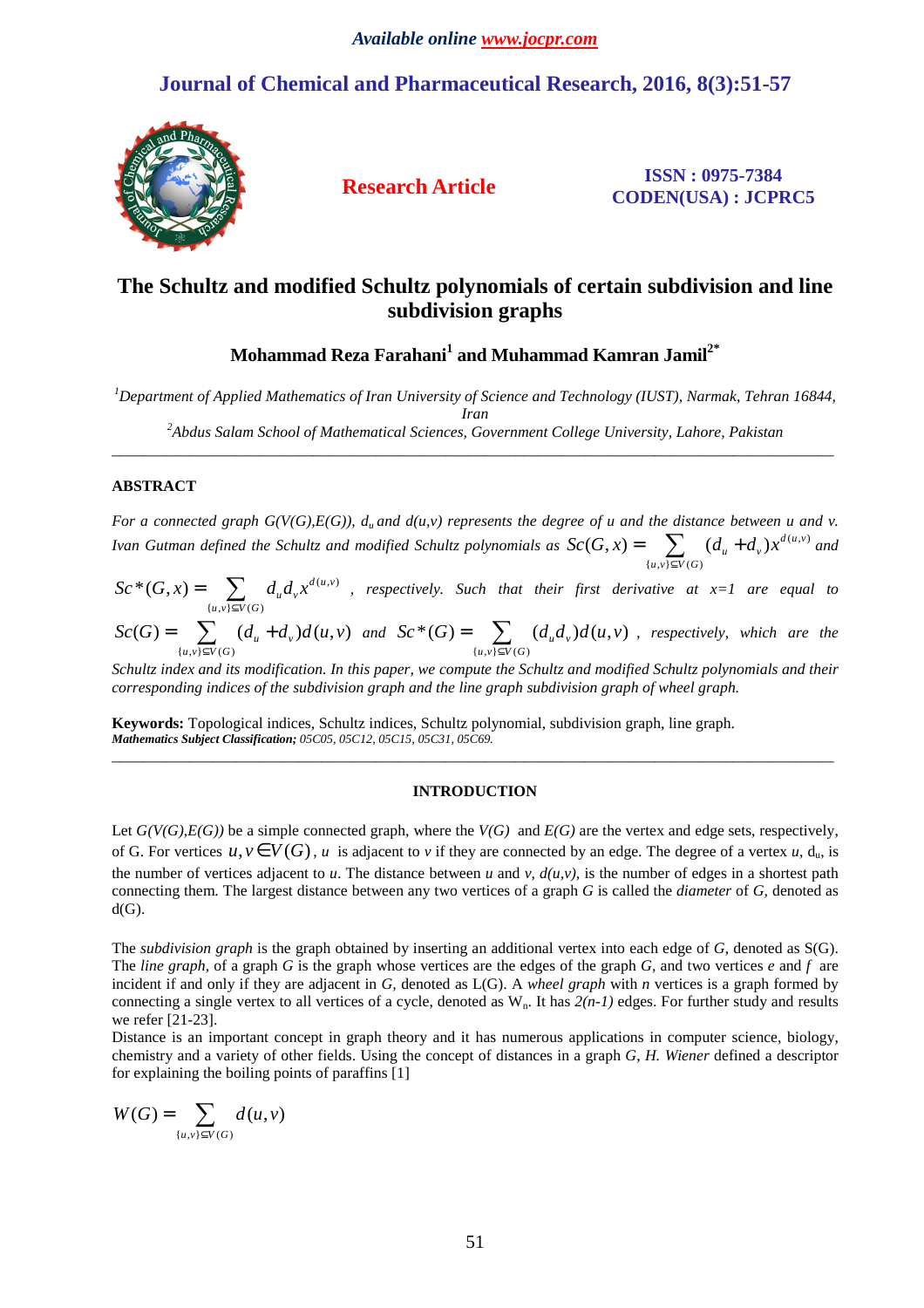*Available online www.jocpr.com*

**Journal of Chemical and Pharmaceutical Research, 2016, 8(3):51-57**

**Research Article**

**ISSN : 0975-7384**
**CODEN(USA) : JCPRC5**

# The Schultz and modified Schultz polynomials of certain subdivision and line subdivision graphs

**Mohammad Reza Farahani[1] and Muhammad Kamran Jamil[2*]**

[1]*Department of Applied Mathematics of Iran University of Science and Technology (IUST), Narmak, Tehran 16844, Iran*
[2]*Abdus Salam School of Mathematical Sciences, Government College University, Lahore, Pakistan*

---

## ABSTRACT

*For a connected graph G(V(G),E(G)), $d_u$ and d(u,v) represents the degree of u and the distance between u and v. Ivan Gutman defined the Schultz and modified Schultz polynomials as* $Sc(G,x) = \sum_{\{u,v\}\subseteq V(G)} (d_u + d_v)x^{d(u,v)}$ *and* $Sc^*(G,x) = \sum_{\{u,v\}\subseteq V(G)} d_u d_v x^{d(u,v)}$ *, respectively. Such that their first derivative at x=1 are equal to* $Sc(G) = \sum_{\{u,v\}\subseteq V(G)} (d_u + d_v)d(u,v)$ *and* $Sc^*(G) = \sum_{\{u,v\}\subseteq V(G)} (d_u d_v)d(u,v)$ *, respectively, which are the Schultz index and its modification. In this paper, we compute the Schultz and modified Schultz polynomials and their corresponding indices of the subdivision graph and the line graph subdivision graph of wheel graph.*

**Keywords:** Topological indices, Schultz indices, Schultz polynomial, subdivision graph, line graph.
***Mathematics Subject Classification;*** *05C05, 05C12, 05C15, 05C31, 05C69.*

---

## INTRODUCTION

Let *G(V(G),E(G))* be a simple connected graph, where the *V(G)* and *E(G)* are the vertex and edge sets, respectively, of G. For vertices $u, v \in V(G)$, *u* is adjacent to *v* if they are connected by an edge. The degree of a vertex *u*, $d_u$, is the number of vertices adjacent to *u*. The distance between *u* and *v*, *d(u,v)*, is the number of edges in a shortest path connecting them. The largest distance between any two vertices of a graph *G* is called the *diameter* of *G*, denoted as d(G).

The *subdivision graph* is the graph obtained by inserting an additional vertex into each edge of *G*, denoted as S(G). The *line graph*, of a graph *G* is the graph whose vertices are the edges of the graph *G*, and two vertices *e* and *f* are incident if and only if they are adjacent in *G*, denoted as L(G). A *wheel graph* with *n* vertices is a graph formed by connecting a single vertex to all vertices of a cycle, denoted as $W_n$. It has *2(n-1)* edges. For further study and results we refer [21-23].
Distance is an important concept in graph theory and it has numerous applications in computer science, biology, chemistry and a variety of other fields. Using the concept of distances in a graph *G*, *H. Wiener* defined a descriptor for explaining the boiling points of paraffins [1]

$$W(G) = \sum_{\{u,v\}\subseteq V(G)} d(u,v)$$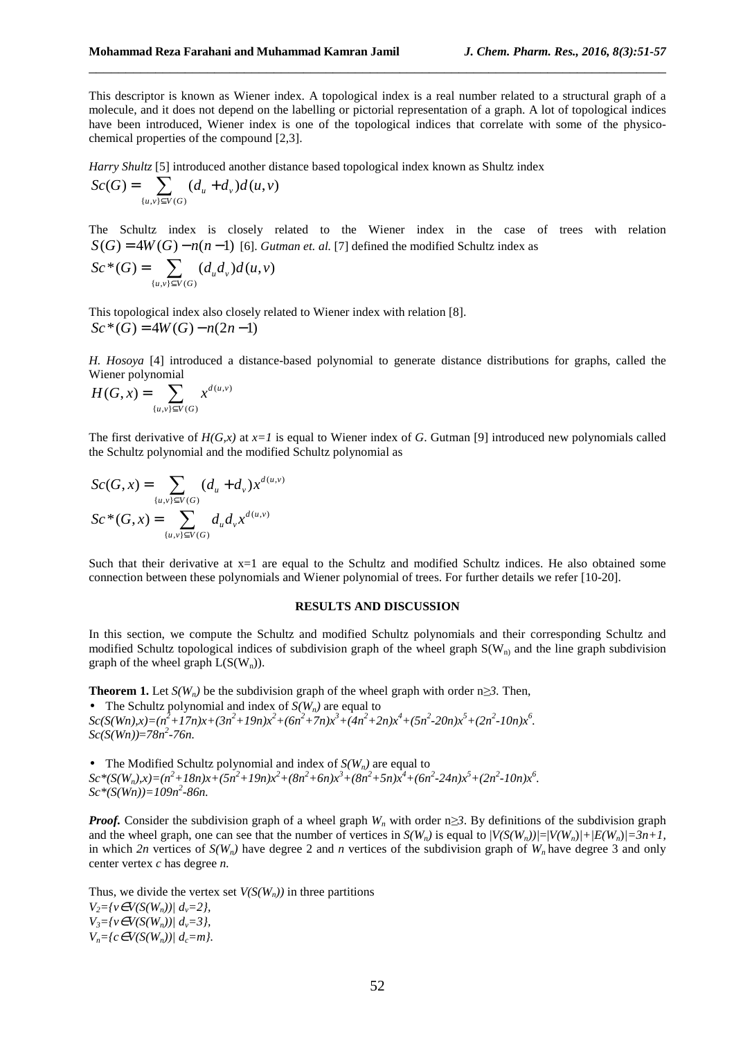This descriptor is known as Wiener index. A topological index is a real number related to a structural graph of a molecule, and it does not depend on the labelling or pictorial representation of a graph. A lot of topological indices have been introduced, Wiener index is one of the topological indices that correlate with some of the physico-chemical properties of the compound [2,3].

*Harry Shultz* [5] introduced another distance based topological index known as Shultz index

$$Sc(G) = \sum_{\{u,v\}\subseteq V(G)} (d_u + d_v) d(u,v)$$

The Schultz index is closely related to the Wiener index in the case of trees with relation $S(G) = 4W(G) - n(n-1)$ [6]. *Gutman et. al.* [7] defined the modified Schultz index as

$$Sc^*(G) = \sum_{\{u,v\}\subseteq V(G)} (d_u d_v) d(u,v)$$

This topological index also closely related to Wiener index with relation [8].

$$Sc^*(G) = 4W(G) - n(2n-1)$$

*H. Hosoya* [4] introduced a distance-based polynomial to generate distance distributions for graphs, called the Wiener polynomial

$$H(G,x) = \sum_{\{u,v\}\subseteq V(G)} x^{d(u,v)}$$

The first derivative of $H(G,x)$ at $x=1$ is equal to Wiener index of $G$. Gutman [9] introduced new polynomials called the Schultz polynomial and the modified Schultz polynomial as

$$Sc(G,x) = \sum_{\{u,v\}\subseteq V(G)} (d_u + d_v) x^{d(u,v)}$$

$$Sc^*(G,x) = \sum_{\{u,v\}\subseteq V(G)} d_u d_v x^{d(u,v)}$$

Such that their derivative at x=1 are equal to the Schultz and modified Schultz indices. He also obtained some connection between these polynomials and Wiener polynomial of trees. For further details we refer [10-20].

## RESULTS AND DISCUSSION

In this section, we compute the Schultz and modified Schultz polynomials and their corresponding Schultz and modified Schultz topological indices of subdivision graph of the wheel graph $S(W_n)$ and the line graph subdivision graph of the wheel graph $L(S(W_n))$.

**Theorem 1.** Let $S(W_n)$ be the subdivision graph of the wheel graph with order $n\geq 3$. Then,

- The Schultz polynomial and index of $S(W_n)$ are equal to
$Sc(S(Wn),x)=(n^2+17n)x+(3n^2+19n)x^2+(6n^2+7n)x^3+(4n^2+2n)x^4+(5n^2-20n)x^5+(2n^2-10n)x^6$.
$Sc(S(Wn))=78n^2-76n$.

- The Modified Schultz polynomial and index of $S(W_n)$ are equal to
$Sc^*(S(W_n),x)=(n^2+18n)x+(5n^2+19n)x^2+(8n^2+6n)x^3+(8n^2+5n)x^4+(6n^2-24n)x^5+(2n^2-10n)x^6$.
$Sc^*(S(Wn))=109n^2-86n$.

***Proof.*** Consider the subdivision graph of a wheel graph $W_n$ with order $n\geq 3$. By definitions of the subdivision graph and the wheel graph, one can see that the number of vertices in $S(W_n)$ is equal to $|V(S(W_n))|=|V(W_n)|+|E(W_n)|=3n+1$, in which $2n$ vertices of $S(W_n)$ have degree 2 and $n$ vertices of the subdivision graph of $W_n$ have degree 3 and only center vertex $c$ has degree $n$.

Thus, we divide the vertex set $V(S(W_n))$ in three partitions
$V_2=\{v\in V(S(W_n))|\ d_v=2\}$,
$V_3=\{v\in V(S(W_n))|\ d_v=3\}$,
$V_n=\{c\in V(S(W_n))|\ d_c=m\}$.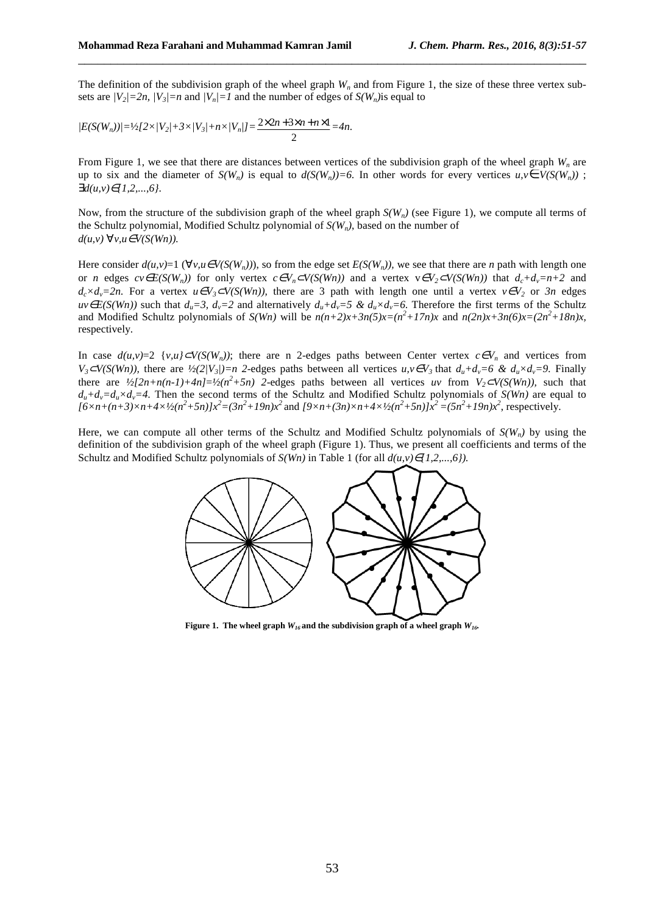The definition of the subdivision graph of the wheel graph $W_n$ and from Figure 1, the size of these three vertex sub-sets are $|V_2|=2n$, $|V_3|=n$ and $|V_n|=1$ and the number of edges of $S(W_n)$is equal to

$$|E(S(W_n))|=½[2\times|V_2|+3\times|V_3|+n\times|V_n|]=\frac{2\times 2n+3\times n+n\times 1}{2}=4n.$$

From Figure 1, we see that there are distances between vertices of the subdivision graph of the wheel graph $W_n$ are up to six and the diameter of $S(W_n)$ is equal to $d(S(W_n))=6$. In other words for every vertices $u,v\in V(S(W_n))$ ; $\exists d(u,v)\in\{1,2,...,6\}$.

Now, from the structure of the subdivision graph of the wheel graph $S(W_n)$ (see Figure 1), we compute all terms of the Schultz polynomial, Modified Schultz polynomial of $S(W_n)$, based on the number of $d(u,v)\ \forall v,u\in V(S(Wn))$.

Here consider $d(u,v)=1$ ($\forall v,u\in V(S(W_n))$), so from the edge set $E(S(W_n))$, we see that there are $n$ path with length one or $n$ edges $cv\in E(S(W_n))$ for only vertex $c\in V_n\subset V(S(Wn))$ and a vertex $v\in V_2\subset V(S(Wn))$ that $d_c+d_v=n+2$ and $d_c\times d_v=2n$. For a vertex $u\in V_3\subset V(S(Wn))$, there are 3 path with length one until a vertex $v\in V_2$ or $3n$ edges $uv\in E(S(Wn))$ such that $d_u=3$, $d_v=2$ and alternatively $d_u+d_v=5\ \&\ d_u\times d_v=6$. Therefore the first terms of the Schultz and Modified Schultz polynomials of $S(Wn)$ will be $n(n+2)x+3n(5)x=(n^2+17n)x$ and $n(2n)x+3n(6)x=(2n^2+18n)x$, respectively.

In case $d(u,v)=2$ $\{v,u\}\subset V(S(W_n))$; there are n 2-edges paths between Center vertex $c\in V_n$ and vertices from $V_3\subset V(S(Wn))$, there are $½(2|V_3|)=n$ 2-edges paths between all vertices $u,v\in V_3$ that $d_u+d_v=6\ \&\ d_u\times d_v=9$. Finally there are $½[2n+n(n-1)+4n]=½(n^2+5n)$ 2-edges paths between all vertices $uv$ from $V_2\subset V(S(Wn))$, such that $d_u+d_v=d_u\times d_v=4$. Then the second terms of the Schultz and Modified Schultz polynomials of $S(Wn)$ are equal to $[6\times n+(n+3)\times n+4\times ½(n^2+5n)]x^2=(3n^2+19n)x^2$ and $[9\times n+(3n)\times n+4\times ½(n^2+5n)]x^2=(5n^2+19n)x^2$, respectively.

Here, we can compute all other terms of the Schultz and Modified Schultz polynomials of $S(W_n)$ by using the definition of the subdivision graph of the wheel graph (Figure 1). Thus, we present all coefficients and terms of the Schultz and Modified Schultz polynomials of $S(Wn)$ in Table 1 (for all $d(u,v)\in\{1,2,...,6\}$).

**Figure 1. The wheel graph $W_{16}$ and the subdivision graph of a wheel graph $W_{16}$.**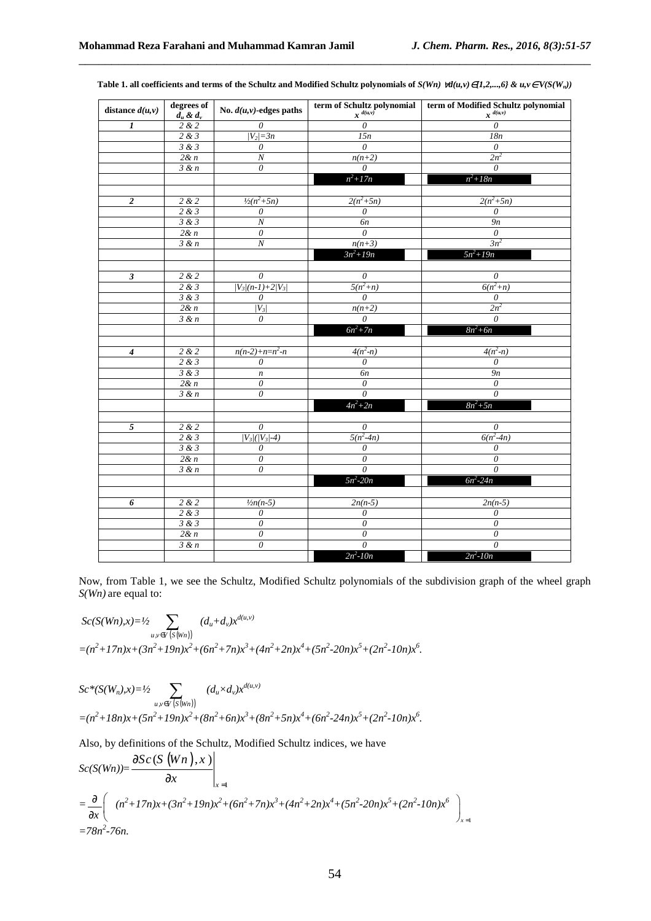**Table 1. all coefficients and terms of the Schultz and Modified Schultz polynomials of $S(Wn)$ $\forall d(u,v)\in\{1,2,...,6\}$ & $u,v\in V(S(W_n))$**

| distance $d(u,v)$ | degrees of $d_u$ & $d_v$ | No. $d(u,v)$-edges paths | term of Schultz polynomial $x^{d(u,v)}$ | term of Modified Schultz polynomial $x^{d(u,v)}$ |
|---|---|---|---|---|
| 1 | 2 & 2 | 0 | 0 | 0 |
| | 2 & 3 | $\lvert V_2\rvert=3n$ | $15n$ | $18n$ |
| | 3 & 3 | 0 | 0 | 0 |
| | 2& n | N | $n(n+2)$ | $2n^2$ |
| | 3 & n | 0 | 0 | 0 |
| | | | $n^2+17n$ | $n^2+18n$ |
| 2 | 2 & 2 | $½(n^2+5n)$ | $2(n^2+5n)$ | $2(n^2+5n)$ |
| | 2 & 3 | 0 | 0 | 0 |
| | 3 & 3 | N | $6n$ | $9n$ |
| | 2& n | 0 | 0 | 0 |
| | 3 & n | N | $n(n+3)$ | $3n^2$ |
| | | | $3n^2+19n$ | $5n^2+19n$ |
| 3 | 2 & 2 | 0 | 0 | 0 |
| | 2 & 3 | $\lvert V_3\rvert(n-1)+2\lvert V_3\rvert$ | $5(n^2+n)$ | $6(n^2+n)$ |
| | 3 & 3 | 0 | 0 | 0 |
| | 2& n | $\lvert V_3\rvert$ | $n(n+2)$ | $2n^2$ |
| | 3 & n | 0 | 0 | 0 |
| | | | $6n^2+7n$ | $8n^2+6n$ |
| 4 | 2 & 2 | $n(n-2)+n=n^2-n$ | $4(n^2-n)$ | $4(n^2-n)$ |
| | 2 & 3 | 0 | 0 | 0 |
| | 3 & 3 | n | $6n$ | $9n$ |
| | 2& n | 0 | 0 | 0 |
| | 3 & n | 0 | 0 | 0 |
| | | | $4n^2+2n$ | $8n^2+5n$ |
| 5 | 2 & 2 | 0 | 0 | 0 |
| | 2 & 3 | $\lvert V_3\rvert(\lvert V_3\rvert-4)$ | $5(n^2-4n)$ | $6(n^2-4n)$ |
| | 3 & 3 | 0 | 0 | 0 |
| | 2& n | 0 | 0 | 0 |
| | 3 & n | 0 | 0 | 0 |
| | | | $5n^2-20n$ | $6n^2-24n$ |
| 6 | 2 & 2 | $½n(n-5)$ | $2n(n-5)$ | $2n(n-5)$ |
| | 2 & 3 | 0 | 0 | 0 |
| | 3 & 3 | 0 | 0 | 0 |
| | 2& n | 0 | 0 | 0 |
| | 3 & n | 0 | 0 | 0 |
| | | | $2n^2-10n$ | $2n^2-10n$ |

Now, from Table 1, we see the Schultz, Modified Schultz polynomials of the subdivision graph of the wheel graph $S(Wn)$ are equal to:

$$Sc(S(Wn),x)=½\sum_{u,v\in V(S(Wn))}(d_u+d_v)x^{d(u,v)}$$
$$=(n^2+17n)x+(3n^2+19n)x^2+(6n^2+7n)x^3+(4n^2+2n)x^4+(5n^2-20n)x^5+(2n^2-10n)x^6.$$

$$Sc^*(S(W_n),x)=½\sum_{u,v\in V(S(Wn))}(d_u\times d_v)x^{d(u,v)}$$
$$=(n^2+18n)x+(5n^2+19n)x^2+(8n^2+6n)x^3+(8n^2+5n)x^4+(6n^2-24n)x^5+(2n^2-10n)x^6.$$

Also, by definitions of the Schultz, Modified Schultz indices, we have

$$Sc(S(Wn))=\left.\frac{\partial Sc(S(Wn),x)}{\partial x}\right|_{x=1}$$
$$=\frac{\partial}{\partial x}\left((n^2+17n)x+(3n^2+19n)x^2+(6n^2+7n)x^3+(4n^2+2n)x^4+(5n^2-20n)x^5+(2n^2-10n)x^6\right)_{x=1}$$
$$=78n^2-76n.$$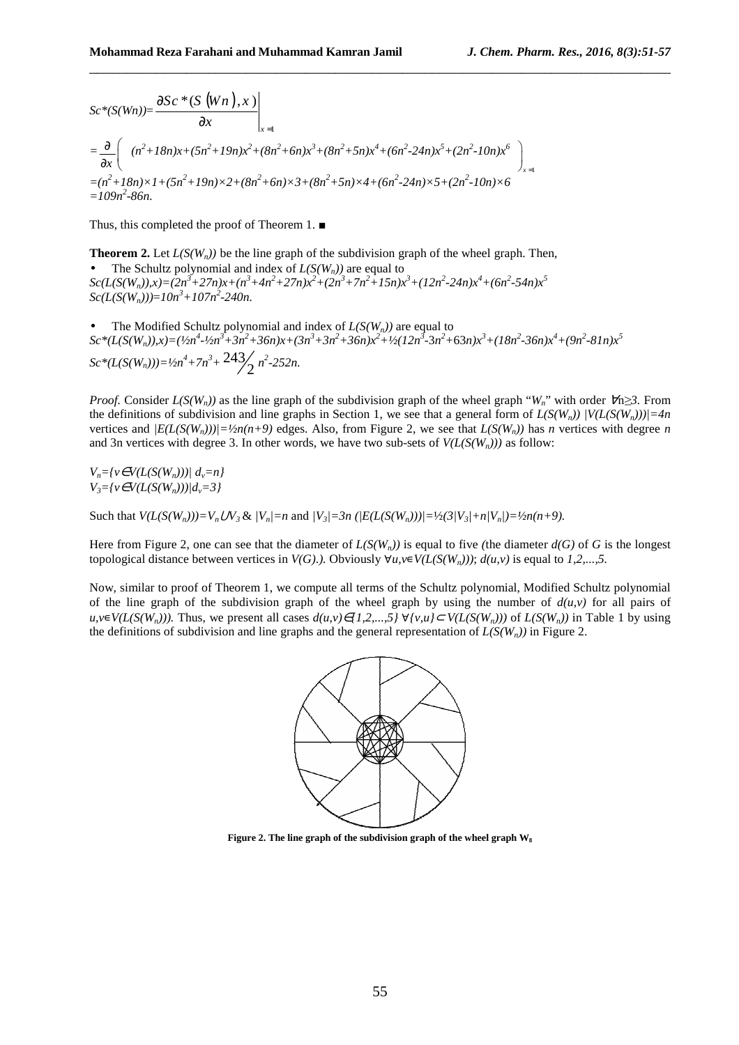$$Sc^*(S(Wn))=\left.\frac{\partial Sc^*(S(Wn),x)}{\partial x}\right|_{x=1}$$

$$=\frac{\partial}{\partial x}\left((n^2+18n)x+(5n^2+19n)x^2+(8n^2+6n)x^3+(8n^2+5n)x^4+(6n^2-24n)x^5+(2n^2-10n)x^6\right)_{x=1}$$

$$=(n^2+18n)\times 1+(5n^2+19n)\times 2+(8n^2+6n)\times 3+(8n^2+5n)\times 4+(6n^2-24n)\times 5+(2n^2-10n)\times 6$$

$$=109n^2-86n.$$

Thus, this completed the proof of Theorem 1. ■

**Theorem 2.** Let $L(S(W_n))$ be the line graph of the subdivision graph of the wheel graph. Then,

- The Schultz polynomial and index of $L(S(W_n))$ are equal to

$$Sc(L(S(W_n)),x)=(2n^3+27n)x+(n^3+4n^2+27n)x^2+(2n^3+7n^2+15n)x^3+(12n^2-24n)x^4+(6n^2-54n)x^5$$

$$Sc(L(S(W_n)))=10n^3+107n^2-240n.$$

- The Modified Schultz polynomial and index of $L(S(W_n))$ are equal to

$$Sc^*(L(S(W_n)),x)=(\tfrac{1}{2}n^4-\tfrac{1}{2}n^3+3n^2+36n)x+(3n^3+3n^2+36n)x^2+\tfrac{1}{2}(12n^3-3n^2+63n)x^3+(18n^2-36n)x^4+(9n^2-81n)x^5$$

$$Sc^*(L(S(W_n)))=\tfrac{1}{2}n^4+7n^3+\tfrac{243}{2}n^2-252n.$$

*Proof.* Consider $L(S(W_n))$ as the line graph of the subdivision graph of the wheel graph "$W_n$" with order $\forall n\geq 3$. From the definitions of subdivision and line graphs in Section 1, we see that a general form of $L(S(W_n))$ $|V(L(S(W_n)))|=4n$ vertices and $|E(L(S(W_n)))|=\tfrac{1}{2}n(n+9)$ edges. Also, from Figure 2, we see that $L(S(W_n))$ has $n$ vertices with degree $n$ and 3n vertices with degree 3. In other words, we have two sub-sets of $V(L(S(W_n)))$ as follow:

$$V_n=\{v\in V(L(S(W_n)))|\ d_v=n\}$$
$$V_3=\{v\in V(L(S(W_n)))|d_v=3\}$$

Such that $V(L(S(W_n)))=V_n\cup V_3$ & $|V_n|=n$ and $|V_3|=3n$ $(|E(L(S(W_n)))|=\tfrac{1}{2}(3|V_3|+n|V_n|)=\tfrac{1}{2}n(n+9)$.

Here from Figure 2, one can see that the diameter of $L(S(W_n))$ is equal to five *(*the diameter $d(G)$ of $G$ is the longest topological distance between vertices in $V(G)$.*)*. Obviously $\forall u,v\in V(L(S(W_n)))$; $d(u,v)$ is equal to $1,2,...,5$.

Now, similar to proof of Theorem 1, we compute all terms of the Schultz polynomial, Modified Schultz polynomial of the line graph of the subdivision graph of the wheel graph by using the number of $d(u,v)$ for all pairs of $u,v\in V(L(S(W_n)))$. Thus, we present all cases $d(u,v)\in\{1,2,...,5\}$ $\forall\{v,u\}\subset V(L(S(W_n)))$ of $L(S(W_n))$ in Table 1 by using the definitions of subdivision and line graphs and the general representation of $L(S(W_n))$ in Figure 2.

**Figure 2. The line graph of the subdivision graph of the wheel graph $W_8$**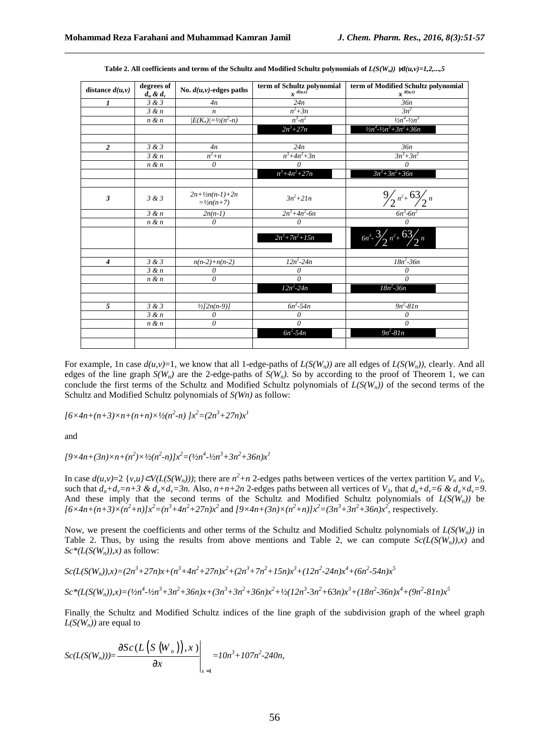**Table 2. All coefficients and terms of the Schultz and Modified Schultz polynomials of $L(S(W_n))$ $\forall d(u,v)=1,2,...,5$**

| distance $d(u,v)$ | degrees of $d_u$ & $d_v$ | No. $d(u,v)$-edges paths | term of Schultz polynomial $x^{d(u,v)}$ | term of Modified Schultz polynomial $x^{d(u,v)}$ |
|---|---|---|---|---|
| *1* | $3$ & $3$ | $4n$ | $24n$ | $36n$ |
| | $3$ & $n$ | $n$ | $n^2+3n$ | $3n^2$ |
| | $n$ & $n$ | $\|E(K_n)\|=½(n^2-n)$ | $n^3-n^2$ | $½n^4-½n^3$ |
| | | | $2n^3+27n$ | $½n^4-½n^3+3n^2+36n$ |
| | | | | |
| *2* | $3$ & $3$ | $4n$ | $24n$ | $36n$ |
| | $3$ & $n$ | $n^2+n$ | $n^3+4n^2+3n$ | $3n^3+3n^2$ |
| | $n$ & $n$ | $0$ | $0$ | $0$ |
| | | | $n^3+4n^2+27n$ | $3n^3+3n^2+36n$ |
| | | | | |
| *3* | $3$ & $3$ | $2n+½n(n-1)+2n =½n(n+7)$ | $3n^2+21n$ | $\frac{9}{2}n^2+\frac{63}{2}n$ |
| | $3$ & $n$ | $2n(n-1)$ | $2n^3+4n^2-6n$ | $6n^3-6n^2$ |
| | $n$ & $n$ | $0$ | $0$ | $0$ |
| | | | $2n^3+7n^2+15n$ | $6n^3-\frac{3}{2}n^2+\frac{63}{2}n$ |
| | | | | |
| *4* | $3$ & $3$ | $n(n-2)+n(n-2)$ | $12n^2-24n$ | $18n^2-36n$ |
| | $3$ & $n$ | $0$ | $0$ | $0$ |
| | $n$ & $n$ | $0$ | $0$ | $0$ |
| | | | $12n^2-24n$ | $18n^2-36n$ |
| | | | | |
| *5* | $3$ & $3$ | $½[2n(n-9)]$ | $6n^2-54n$ | $9n^2-81n$ |
| | $3$ & $n$ | $0$ | $0$ | $0$ |
| | $n$ & $n$ | $0$ | $0$ | $0$ |
| | | | $6n^2-54n$ | $9n^2-81n$ |
| | | | | |

For example, 1n case $d(u,v)=1$, we know that all 1-edge-paths of $L(S(W_n))$ are all edges of $L(S(W_n))$, clearly. And all edges of the line graph $S(W_n)$ are the 2-edge-paths of $S(W_n)$. So by according to the proof of Theorem 1, we can conclude the first terms of the Schultz and Modified Schultz polynomials of $L(S(W_n))$ of the second terms of the Schultz and Modified Schultz polynomials of $S(Wn)$ as follow:

$$[6\times4n+(n+3)\times n+(n+n)\times½(n^2-n)]x^2=(2n^3+27n)x^1$$

and

$$[9\times4n+(3n)\times n+(n^2)\times½(n^2-n)]x^2=(½n^4-½n^3+3n^2+36n)x^1$$

In case $d(u,v)=2$ $\{v,u\}\subset V(L(S(W_n)))$; there are $n^2+n$ 2-edges paths between vertices of the vertex partition $V_n$ and $V_3$, such that $d_u+d_v=n+3$ & $d_u\times d_v=3n$. Also, $n+n+2n$ 2-edges paths between all vertices of $V_3$, that $d_u+d_v=6$ & $d_u\times d_v=9$. And these imply that the second terms of the Schultz and Modified Schultz polynomials of $L(S(W_n))$ be $[6\times4n+(n+3)\times(n^2+n)]x^2=(n^3+4n^2+27n)x^2$ and $[9\times4n+(3n)\times(n^2+n)]x^2=(3n^3+3n^2+36n)x^2$, respectively.

Now, we present the coefficients and other terms of the Schultz and Modified Schultz polynomials of $L(S(W_n))$ in Table 2. Thus, by using the results from above mentions and Table 2, we can compute $Sc(L(S(W_n)),x)$ and $Sc^*(L(S(W_n)),x)$ as follow:

$$Sc(L(S(W_n)),x)=(2n^3+27n)x+(n^3+4n^2+27n)x^2+(2n^3+7n^2+15n)x^3+(12n^2-24n)x^4+(6n^2-54n)x^5$$

$$Sc^*(L(S(W_n)),x)=(½n^4-½n^3+3n^2+36n)x+(3n^3+3n^2+36n)x^2+½(12n^3-3n^2+63n)x^3+(18n^2-36n)x^4+(9n^2-81n)x^5$$

Finally, the Schultz and Modified Schultz indices of the line graph of the subdivision graph of the wheel graph $L(S(W_n))$ are equal to

$$Sc(L(S(W_n)))=\left.\frac{\partial Sc(L(S(W_n)),x)}{\partial x}\right|_{x=1}=10n^3+107n^2-240n,$$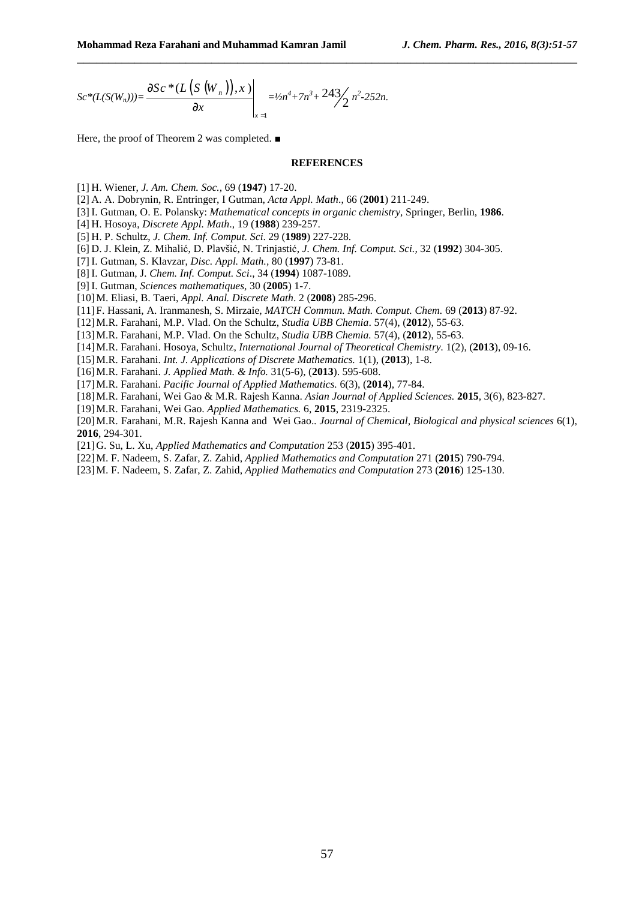$$Sc^*(L(S(W_n)))=\left.\frac{\partial Sc^*(L(S(W_n)),x)}{\partial x}\right|_{x=1}=\tfrac{1}{2}n^4+7n^3+\tfrac{243}{2}n^2-252n.$$

Here, the proof of Theorem 2 was completed. ■

## REFERENCES

[1] H. Wiener, *J. Am. Chem. Soc.,* 69 (**1947**) 17-20.

[2] A. A. Dobrynin, R. Entringer, I Gutman, *Acta Appl. Math*., 66 (**2001**) 211-249.

[3] I. Gutman, O. E. Polansky: *Mathematical concepts in organic chemistry*, Springer, Berlin, **1986**.

[4] H. Hosoya, *Discrete Appl. Math*., 19 (**1988**) 239-257.

[5] H. P. Schultz, *J. Chem. Inf. Comput. Sci*. 29 (**1989**) 227-228.

[6] D. J. Klein, Z. Mihalić, D. Plavšić, N. Trinjastić, *J. Chem. Inf. Comput. Sci.,* 32 (**1992**) 304-305.

[7] I. Gutman, S. Klavzar, *Disc. Appl. Math.,* 80 (**1997**) 73-81.

[8] I. Gutman, J. *Chem. Inf. Comput. Sci*., 34 (**1994**) 1087-1089.

[9] I. Gutman, *Sciences mathematiques*, 30 (**2005**) 1-7.

[10] M. Eliasi, B. Taeri, *Appl. Anal. Discrete Math*. 2 (**2008**) 285-296.

[11] F. Hassani, A. Iranmanesh, S. Mirzaie, *MATCH Commun. Math. Comput. Chem.* 69 (**2013**) 87-92.

[12] M.R. Farahani, M.P. Vlad. On the Schultz, *Studia UBB Chemia*. 57(4), (**2012**), 55-63.

[13] M.R. Farahani, M.P. Vlad. On the Schultz, *Studia UBB Chemia.* 57(4), (**2012**), 55-63.

[14] M.R. Farahani. Hosoya, Schultz, *International Journal of Theoretical Chemistry*. 1(2), (**2013**), 09-16.

[15] M.R. Farahani. *Int. J. Applications of Discrete Mathematics.* 1(1), (**2013**), 1-8.

[16] M.R. Farahani. *J. Applied Math. & Info.* 31(5-6), (**2013**). 595-608.

[17] M.R. Farahani. *Pacific Journal of Applied Mathematics.* 6(3), (**2014**), 77-84.

[18] M.R. Farahani, Wei Gao & M.R. Rajesh Kanna. *Asian Journal of Applied Sciences.* **2015**, 3(6), 823-827.

[19] M.R. Farahani, Wei Gao. *Applied Mathematics.* 6, **2015**, 2319-2325.

[20] M.R. Farahani, M.R. Rajesh Kanna and Wei Gao.. *Journal of Chemical, Biological and physical sciences* 6(1), **2016**, 294-301.

[21] G. Su, L. Xu, *Applied Mathematics and Computation* 253 (**2015**) 395-401.

[22] M. F. Nadeem, S. Zafar, Z. Zahid, *Applied Mathematics and Computation* 271 (**2015**) 790-794.

[23] M. F. Nadeem, S. Zafar, Z. Zahid, *Applied Mathematics and Computation* 273 (**2016**) 125-130.